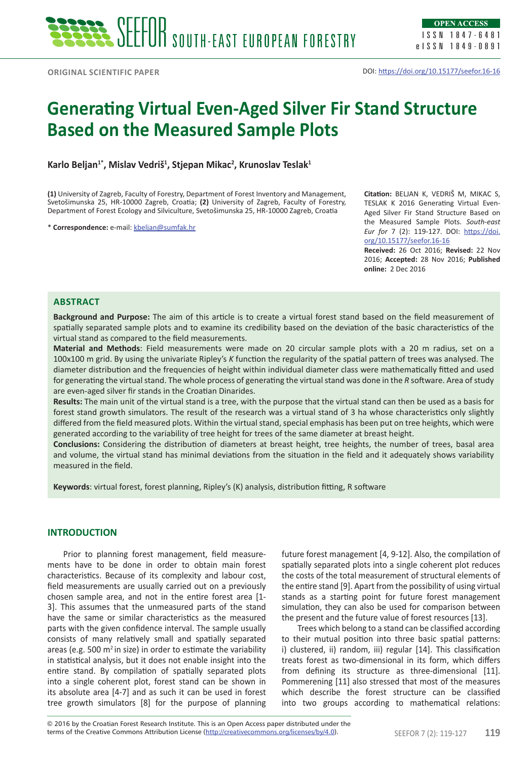ORIGINAL SCIENTIFIC PAPER

DOI: https://doi.org/10.15177/seefor.16-16

# Generating Virtual Even-Aged Silver Fir Stand Structure Based on the Measured Sample Plots

**Karlo Beljan[1*], Mislav Vedriš[1], Stjepan Mikac[2], Krunoslav Teslak[1]**

**(1)** University of Zagreb, Faculty of Forestry, Department of Forest Inventory and Management, Svetošimunska 25, HR-10000 Zagreb, Croatia; **(2)** University of Zagreb, Faculty of Forestry, Department of Forest Ecology and Silviculture, Svetošimunska 25, HR-10000 Zagreb, Croatia

\* **Correspondence:** e-mail: kbeljan@sumfak.hr

**Citation:** BELJAN K, VEDRIŠ M, MIKAC S, TESLAK K 2016 Generating Virtual Even-Aged Silver Fir Stand Structure Based on the Measured Sample Plots. *South-east Eur for* 7 (2): 119-127. DOI: https://doi.org/10.15177/seefor.16-16

**Received:** 26 Oct 2016; **Revised:** 22 Nov 2016; **Accepted:** 28 Nov 2016; **Published online:** 2 Dec 2016

## ABSTRACT

**Background and Purpose:** The aim of this article is to create a virtual forest stand based on the field measurement of spatially separated sample plots and to examine its credibility based on the deviation of the basic characteristics of the virtual stand as compared to the field measurements.

**Material and Methods**: Field measurements were made on 20 circular sample plots with a 20 m radius, set on a 100x100 m grid. By using the univariate Ripley's *K* function the regularity of the spatial pattern of trees was analysed. The diameter distribution and the frequencies of height within individual diameter class were mathematically fitted and used for generating the virtual stand. The whole process of generating the virtual stand was done in the *R* software. Area of study are even-aged silver fir stands in the Croatian Dinarides.

**Results:** The main unit of the virtual stand is a tree, with the purpose that the virtual stand can then be used as a basis for forest stand growth simulators. The result of the research was a virtual stand of 3 ha whose characteristics only slightly differed from the field measured plots. Within the virtual stand, special emphasis has been put on tree heights, which were generated according to the variability of tree height for trees of the same diameter at breast height.

**Conclusions:** Considering the distribution of diameters at breast height, tree heights, the number of trees, basal area and volume, the virtual stand has minimal deviations from the situation in the field and it adequately shows variability measured in the field.

**Keywords**: virtual forest, forest planning, Ripley's (K) analysis, distribution fitting, R software

## INTRODUCTION

Prior to planning forest management, field measurements have to be done in order to obtain main forest characteristics. Because of its complexity and labour cost, field measurements are usually carried out on a previously chosen sample area, and not in the entire forest area [1-3]. This assumes that the unmeasured parts of the stand have the same or similar characteristics as the measured parts with the given confidence interval. The sample usually consists of many relatively small and spatially separated areas (e.g. 500 m$^2$ in size) in order to estimate the variability in statistical analysis, but it does not enable insight into the entire stand. By compilation of spatially separated plots into a single coherent plot, forest stand can be shown in its absolute area [4-7] and as such it can be used in forest tree growth simulators [8] for the purpose of planning future forest management [4, 9-12]. Also, the compilation of spatially separated plots into a single coherent plot reduces the costs of the total measurement of structural elements of the entire stand [9]. Apart from the possibility of using virtual stands as a starting point for future forest management simulation, they can also be used for comparison between the present and the future value of forest resources [13].

Trees which belong to a stand can be classified according to their mutual position into three basic spatial patterns: i) clustered, ii) random, iii) regular [14]. This classification treats forest as two-dimensional in its form, which differs from defining its structure as three-dimensional [11]. Pommerening [11] also stressed that most of the measures which describe the forest structure can be classified into two groups according to mathematical relations:

© 2016 by the Croatian Forest Research Institute. This is an Open Access paper distributed under the terms of the Creative Commons Attribution License (http://creativecommons.org/licenses/by/4.0).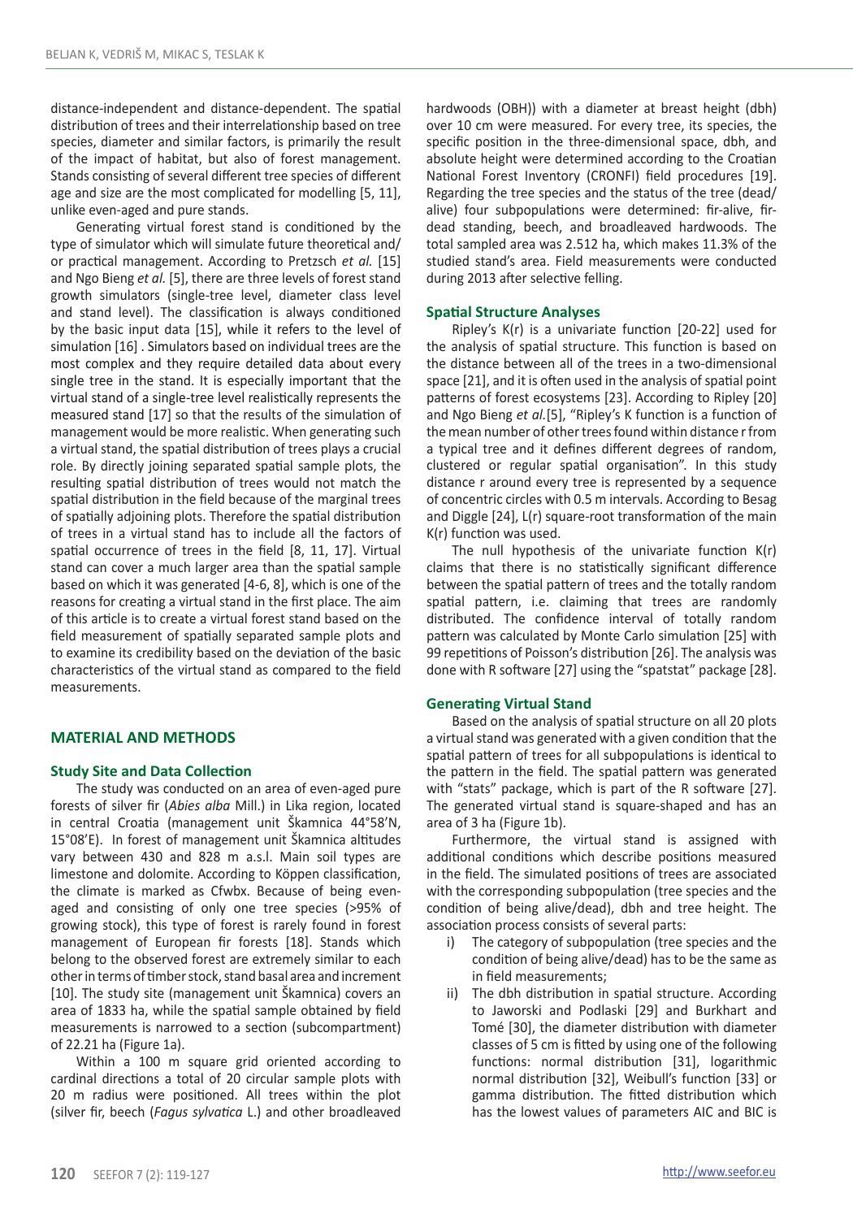distance-independent and distance-dependent. The spatial distribution of trees and their interrelationship based on tree species, diameter and similar factors, is primarily the result of the impact of habitat, but also of forest management. Stands consisting of several different tree species of different age and size are the most complicated for modelling [5, 11], unlike even-aged and pure stands.

Generating virtual forest stand is conditioned by the type of simulator which will simulate future theoretical and/or practical management. According to Pretzsch *et al.* [15] and Ngo Bieng *et al.* [5], there are three levels of forest stand growth simulators (single-tree level, diameter class level and stand level). The classification is always conditioned by the basic input data [15], while it refers to the level of simulation [16] . Simulators based on individual trees are the most complex and they require detailed data about every single tree in the stand. It is especially important that the virtual stand of a single-tree level realistically represents the measured stand [17] so that the results of the simulation of management would be more realistic. When generating such a virtual stand, the spatial distribution of trees plays a crucial role. By directly joining separated spatial sample plots, the resulting spatial distribution of trees would not match the spatial distribution in the field because of the marginal trees of spatially adjoining plots. Therefore the spatial distribution of trees in a virtual stand has to include all the factors of spatial occurrence of trees in the field [8, 11, 17]. Virtual stand can cover a much larger area than the spatial sample based on which it was generated [4-6, 8], which is one of the reasons for creating a virtual stand in the first place. The aim of this article is to create a virtual forest stand based on the field measurement of spatially separated sample plots and to examine its credibility based on the deviation of the basic characteristics of the virtual stand as compared to the field measurements.

## MATERIAL AND METHODS

### Study Site and Data Collection

The study was conducted on an area of even-aged pure forests of silver fir (*Abies alba* Mill.) in Lika region, located in central Croatia (management unit Škamnica 44°58'N, 15°08'E). In forest of management unit Škamnica altitudes vary between 430 and 828 m a.s.l. Main soil types are limestone and dolomite. According to Köppen classification, the climate is marked as Cfwbx. Because of being even-aged and consisting of only one tree species (>95% of growing stock), this type of forest is rarely found in forest management of European fir forests [18]. Stands which belong to the observed forest are extremely similar to each other in terms of timber stock, stand basal area and increment [10]. The study site (management unit Škamnica) covers an area of 1833 ha, while the spatial sample obtained by field measurements is narrowed to a section (subcompartment) of 22.21 ha (Figure 1a).

Within a 100 m square grid oriented according to cardinal directions a total of 20 circular sample plots with 20 m radius were positioned. All trees within the plot (silver fir, beech (*Fagus sylvatica* L.) and other broadleaved hardwoods (OBH)) with a diameter at breast height (dbh) over 10 cm were measured. For every tree, its species, the specific position in the three-dimensional space, dbh, and absolute height were determined according to the Croatian National Forest Inventory (CRONFI) field procedures [19]. Regarding the tree species and the status of the tree (dead/alive) four subpopulations were determined: fir-alive, fir-dead standing, beech, and broadleaved hardwoods. The total sampled area was 2.512 ha, which makes 11.3% of the studied stand's area. Field measurements were conducted during 2013 after selective felling.

### Spatial Structure Analyses

Ripley's K(r) is a univariate function [20-22] used for the analysis of spatial structure. This function is based on the distance between all of the trees in a two-dimensional space [21], and it is often used in the analysis of spatial point patterns of forest ecosystems [23]. According to Ripley [20] and Ngo Bieng *et al.*[5], "Ripley's K function is a function of the mean number of other trees found within distance r from a typical tree and it defines different degrees of random, clustered or regular spatial organisation". In this study distance r around every tree is represented by a sequence of concentric circles with 0.5 m intervals. According to Besag and Diggle [24], L(r) square-root transformation of the main K(r) function was used.

The null hypothesis of the univariate function K(r) claims that there is no statistically significant difference between the spatial pattern of trees and the totally random spatial pattern, i.e. claiming that trees are randomly distributed. The confidence interval of totally random pattern was calculated by Monte Carlo simulation [25] with 99 repetitions of Poisson's distribution [26]. The analysis was done with R software [27] using the "spatstat" package [28].

### Generating Virtual Stand

Based on the analysis of spatial structure on all 20 plots a virtual stand was generated with a given condition that the spatial pattern of trees for all subpopulations is identical to the pattern in the field. The spatial pattern was generated with "stats" package, which is part of the R software [27]. The generated virtual stand is square-shaped and has an area of 3 ha (Figure 1b).

Furthermore, the virtual stand is assigned with additional conditions which describe positions measured in the field. The simulated positions of trees are associated with the corresponding subpopulation (tree species and the condition of being alive/dead), dbh and tree height. The association process consists of several parts:

i) The category of subpopulation (tree species and the condition of being alive/dead) has to be the same as in field measurements;
ii) The dbh distribution in spatial structure. According to Jaworski and Podlaski [29] and Burkhart and Tomé [30], the diameter distribution with diameter classes of 5 cm is fitted by using one of the following functions: normal distribution [31], logarithmic normal distribution [32], Weibull's function [33] or gamma distribution. The fitted distribution which has the lowest values of parameters AIC and BIC is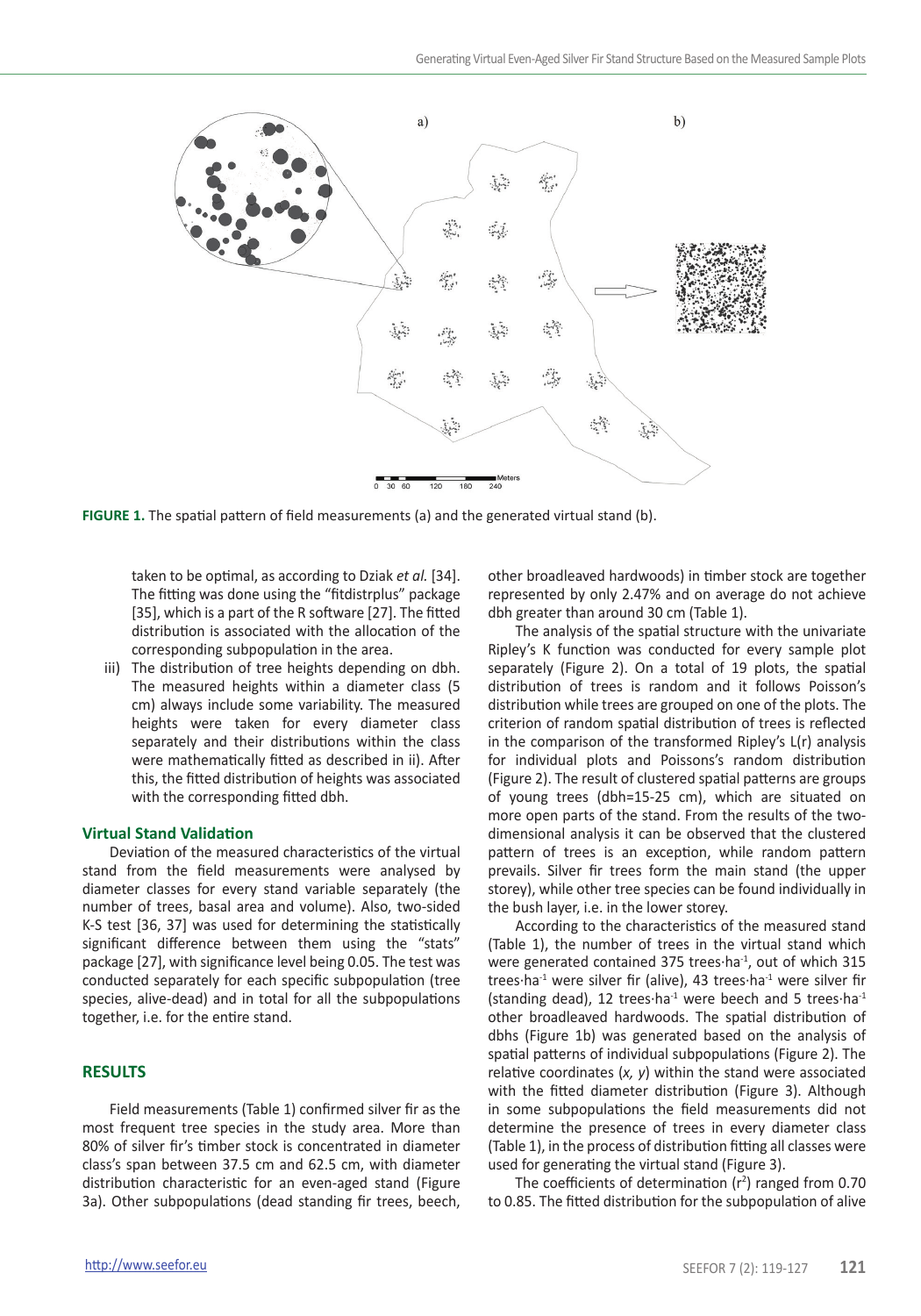**FIGURE 1.** The spatial pattern of field measurements (a) and the generated virtual stand (b).

taken to be optimal, as according to Dziak *et al.* [34]. The fitting was done using the "fitdistrplus" package [35], which is a part of the R software [27]. The fitted distribution is associated with the allocation of the corresponding subpopulation in the area.

iii) The distribution of tree heights depending on dbh. The measured heights within a diameter class (5 cm) always include some variability. The measured heights were taken for every diameter class separately and their distributions within the class were mathematically fitted as described in ii). After this, the fitted distribution of heights was associated with the corresponding fitted dbh.

### Virtual Stand Validation

Deviation of the measured characteristics of the virtual stand from the field measurements were analysed by diameter classes for every stand variable separately (the number of trees, basal area and volume). Also, two-sided K-S test [36, 37] was used for determining the statistically significant difference between them using the "stats" package [27], with significance level being 0.05. The test was conducted separately for each specific subpopulation (tree species, alive-dead) and in total for all the subpopulations together, i.e. for the entire stand.

## RESULTS

Field measurements (Table 1) confirmed silver fir as the most frequent tree species in the study area. More than 80% of silver fir's timber stock is concentrated in diameter class's span between 37.5 cm and 62.5 cm, with diameter distribution characteristic for an even-aged stand (Figure 3a). Other subpopulations (dead standing fir trees, beech, other broadleaved hardwoods) in timber stock are together represented by only 2.47% and on average do not achieve dbh greater than around 30 cm (Table 1).

The analysis of the spatial structure with the univariate Ripley's K function was conducted for every sample plot separately (Figure 2). On a total of 19 plots, the spatial distribution of trees is random and it follows Poisson's distribution while trees are grouped on one of the plots. The criterion of random spatial distribution of trees is reflected in the comparison of the transformed Ripley's L(r) analysis for individual plots and Poissons's random distribution (Figure 2). The result of clustered spatial patterns are groups of young trees (dbh=15-25 cm), which are situated on more open parts of the stand. From the results of the two-dimensional analysis it can be observed that the clustered pattern of trees is an exception, while random pattern prevails. Silver fir trees form the main stand (the upper storey), while other tree species can be found individually in the bush layer, i.e. in the lower storey.

According to the characteristics of the measured stand (Table 1), the number of trees in the virtual stand which were generated contained 375 trees·ha$^{-1}$, out of which 315 trees·ha$^{-1}$ were silver fir (alive), 43 trees·ha$^{-1}$ were silver fir (standing dead), 12 trees·ha$^{-1}$ were beech and 5 trees·ha$^{-1}$ other broadleaved hardwoods. The spatial distribution of dbhs (Figure 1b) was generated based on the analysis of spatial patterns of individual subpopulations (Figure 2). The relative coordinates (*x, y*) within the stand were associated with the fitted diameter distribution (Figure 3). Although in some subpopulations the field measurements did not determine the presence of trees in every diameter class (Table 1), in the process of distribution fitting all classes were used for generating the virtual stand (Figure 3).

The coefficients of determination ($r^2$) ranged from 0.70 to 0.85. The fitted distribution for the subpopulation of alive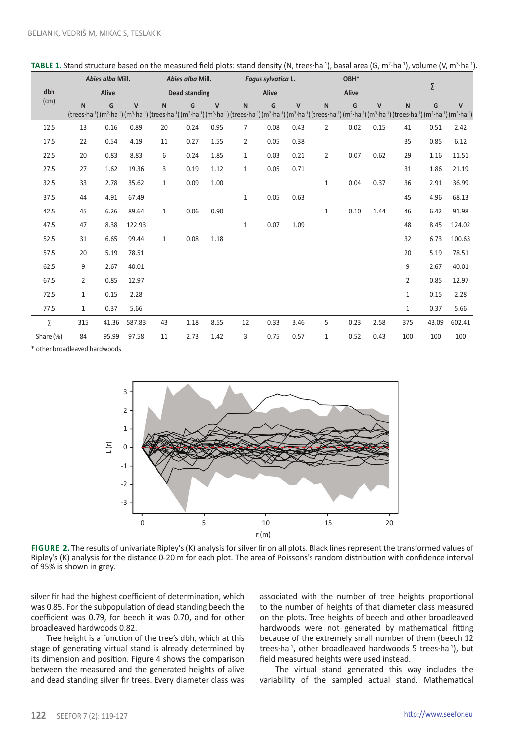**TABLE 1.** Stand structure based on the measured field plots: stand density (N, trees·ha$^{-1}$), basal area (G, m$^2$·ha$^{-1}$), volume (V, m$^3$·ha$^{-1}$).

| dbh (cm) | *Abies alba* Mill. Alive | | | *Abies alba* Mill. Dead standing | | | *Fagus sylvatica* L. Alive | | | OBH* Alive | | | ∑ | | |
|---|---|---|---|---|---|---|---|---|---|---|---|---|---|---|---|
| | N (trees·ha$^{-1}$) | G (m$^2$·ha$^{-1}$) | V (m$^3$·ha$^{-1}$) | N (trees·ha$^{-1}$) | G (m$^2$·ha$^{-1}$) | V (m$^3$·ha$^{-1}$) | N (trees·ha$^{-1}$) | G (m$^2$·ha$^{-1}$) | V (m$^3$·ha$^{-1}$) | N (trees·ha$^{-1}$) | G (m$^2$·ha$^{-1}$) | V (m$^3$·ha$^{-1}$) | N (trees·ha$^{-1}$) | G (m$^2$·ha$^{-1}$) | V (m$^3$·ha$^{-1}$) |
| 12.5 | 13 | 0.16 | 0.89 | 20 | 0.24 | 0.95 | 7 | 0.08 | 0.43 | 2 | 0.02 | 0.15 | 41 | 0.51 | 2.42 |
| 17.5 | 22 | 0.54 | 4.19 | 11 | 0.27 | 1.55 | 2 | 0.05 | 0.38 | | | | 35 | 0.85 | 6.12 |
| 22.5 | 20 | 0.83 | 8.83 | 6 | 0.24 | 1.85 | 1 | 0.03 | 0.21 | 2 | 0.07 | 0.62 | 29 | 1.16 | 11.51 |
| 27.5 | 27 | 1.62 | 19.36 | 3 | 0.19 | 1.12 | 1 | 0.05 | 0.71 | | | | 31 | 1.86 | 21.19 |
| 32.5 | 33 | 2.78 | 35.62 | 1 | 0.09 | 1.00 | | | | 1 | 0.04 | 0.37 | 36 | 2.91 | 36.99 |
| 37.5 | 44 | 4.91 | 67.49 | | | | 1 | 0.05 | 0.63 | | | | 45 | 4.96 | 68.13 |
| 42.5 | 45 | 6.26 | 89.64 | 1 | 0.06 | 0.90 | | | | 1 | 0.10 | 1.44 | 46 | 6.42 | 91.98 |
| 47.5 | 47 | 8.38 | 122.93 | | | | 1 | 0.07 | 1.09 | | | | 48 | 8.45 | 124.02 |
| 52.5 | 31 | 6.65 | 99.44 | 1 | 0.08 | 1.18 | | | | | | | 32 | 6.73 | 100.63 |
| 57.5 | 20 | 5.19 | 78.51 | | | | | | | | | | 20 | 5.19 | 78.51 |
| 62.5 | 9 | 2.67 | 40.01 | | | | | | | | | | 9 | 2.67 | 40.01 |
| 67.5 | 2 | 0.85 | 12.97 | | | | | | | | | | 2 | 0.85 | 12.97 |
| 72.5 | 1 | 0.15 | 2.28 | | | | | | | | | | 1 | 0.15 | 2.28 |
| 77.5 | 1 | 0.37 | 5.66 | | | | | | | | | | 1 | 0.37 | 5.66 |
| ∑ | 315 | 41.36 | 587.83 | 43 | 1.18 | 8.55 | 12 | 0.33 | 3.46 | 5 | 0.23 | 2.58 | 375 | 43.09 | 602.41 |
| Share (%) | 84 | 95.99 | 97.58 | 11 | 2.73 | 1.42 | 3 | 0.75 | 0.57 | 1 | 0.52 | 0.43 | 100 | 100 | 100 |

\* other broadleaved hardwoods

**FIGURE 2.** The results of univariate Ripley's (K) analysis for silver fir on all plots. Black lines represent the transformed values of Ripley's (K) analysis for the distance 0-20 m for each plot. The area of Poissons's random distribution with confidence interval of 95% is shown in grey.

silver fir had the highest coefficient of determination, which was 0.85. For the subpopulation of dead standing beech the coefficient was 0.79, for beech it was 0.70, and for other broadleaved hardwoods 0.82.

Tree height is a function of the tree's dbh, which at this stage of generating virtual stand is already determined by its dimension and position. Figure 4 shows the comparison between the measured and the generated heights of alive and dead standing silver fir trees. Every diameter class was associated with the number of tree heights proportional to the number of heights of that diameter class measured on the plots. Tree heights of beech and other broadleaved hardwoods were not generated by mathematical fitting because of the extremely small number of them (beech 12 trees·ha$^{-1}$, other broadleaved hardwoods 5 trees·ha$^{-1}$), but field measured heights were used instead.

The virtual stand generated this way includes the variability of the sampled actual stand. Mathematical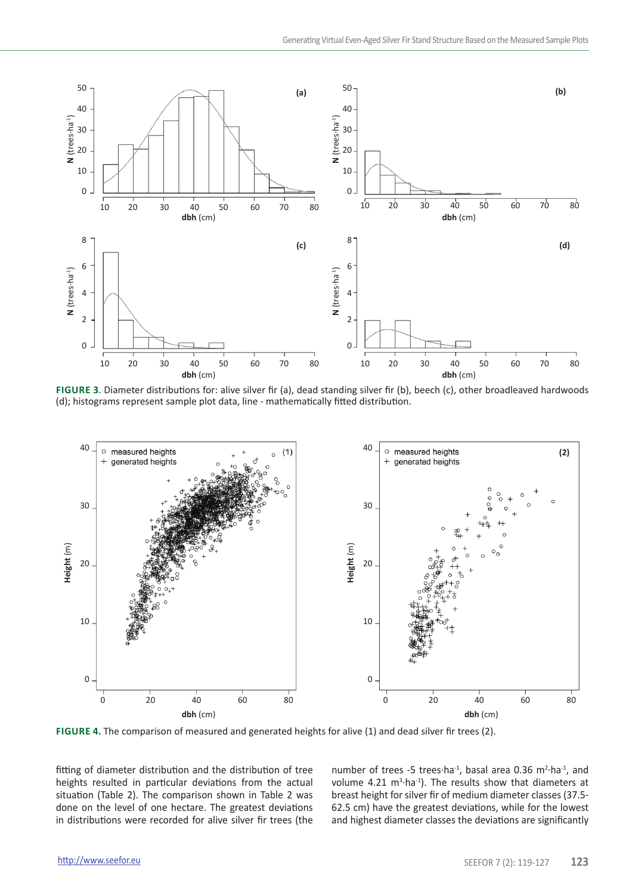**FIGURE 3**. Diameter distributions for: alive silver fir (a), dead standing silver fir (b), beech (c), other broadleaved hardwoods (d); histograms represent sample plot data, line - mathematically fitted distribution.

**FIGURE 4.** The comparison of measured and generated heights for alive (1) and dead silver fir trees (2).

fitting of diameter distribution and the distribution of tree heights resulted in particular deviations from the actual situation (Table 2). The comparison shown in Table 2 was done on the level of one hectare. The greatest deviations in distributions were recorded for alive silver fir trees (the number of trees -5 trees·ha$^{-1}$, basal area 0.36 m$^2$·ha$^{-1}$, and volume 4.21 m$^3$·ha$^{-1}$). The results show that diameters at breast height for silver fir of medium diameter classes (37.5-62.5 cm) have the greatest deviations, while for the lowest and highest diameter classes the deviations are significantly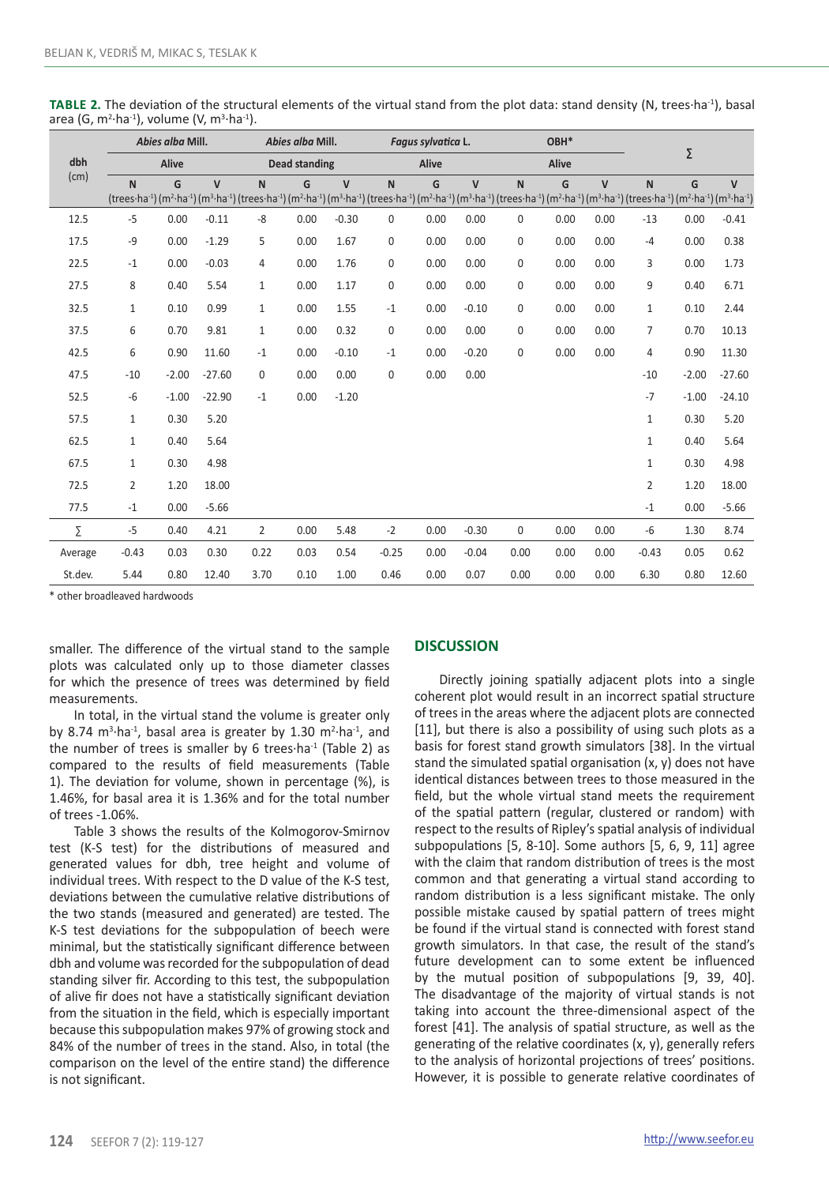**TABLE 2.** The deviation of the structural elements of the virtual stand from the plot data: stand density (N, trees·ha$^{-1}$), basal area (G, m$^2$·ha$^{-1}$), volume (V, m$^3$·ha$^{-1}$).

| dbh (cm) | *Abies alba* Mill. | | | *Abies alba* Mill. | | | *Fagus sylvatica* L. | | | OBH* | | | ∑ | | |
|---|---|---|---|---|---|---|---|---|---|---|---|---|---|---|---|
| | Alive | | | Dead standing | | | Alive | | | Alive | | | | | |
| | N (trees·ha$^{-1}$) | G (m$^2$·ha$^{-1}$) | V (m$^3$·ha$^{-1}$) | N (trees·ha$^{-1}$) | G (m$^2$·ha$^{-1}$) | V (m$^3$·ha$^{-1}$) | N (trees·ha$^{-1}$) | G (m$^2$·ha$^{-1}$) | V (m$^3$·ha$^{-1}$) | N (trees·ha$^{-1}$) | G (m$^2$·ha$^{-1}$) | V (m$^3$·ha$^{-1}$) | N (trees·ha$^{-1}$) | G (m$^2$·ha$^{-1}$) | V (m$^3$·ha$^{-1}$) |
| 12.5 | -5 | 0.00 | -0.11 | -8 | 0.00 | -0.30 | 0 | 0.00 | 0.00 | 0 | 0.00 | 0.00 | -13 | 0.00 | -0.41 |
| 17.5 | -9 | 0.00 | -1.29 | 5 | 0.00 | 1.67 | 0 | 0.00 | 0.00 | 0 | 0.00 | 0.00 | -4 | 0.00 | 0.38 |
| 22.5 | -1 | 0.00 | -0.03 | 4 | 0.00 | 1.76 | 0 | 0.00 | 0.00 | 0 | 0.00 | 0.00 | 3 | 0.00 | 1.73 |
| 27.5 | 8 | 0.40 | 5.54 | 1 | 0.00 | 1.17 | 0 | 0.00 | 0.00 | 0 | 0.00 | 0.00 | 9 | 0.40 | 6.71 |
| 32.5 | 1 | 0.10 | 0.99 | 1 | 0.00 | 1.55 | -1 | 0.00 | -0.10 | 0 | 0.00 | 0.00 | 1 | 0.10 | 2.44 |
| 37.5 | 6 | 0.70 | 9.81 | 1 | 0.00 | 0.32 | 0 | 0.00 | 0.00 | 0 | 0.00 | 0.00 | 7 | 0.70 | 10.13 |
| 42.5 | 6 | 0.90 | 11.60 | -1 | 0.00 | -0.10 | -1 | 0.00 | -0.20 | 0 | 0.00 | 0.00 | 4 | 0.90 | 11.30 |
| 47.5 | -10 | -2.00 | -27.60 | 0 | 0.00 | 0.00 | 0 | 0.00 | 0.00 | | | | -10 | -2.00 | -27.60 |
| 52.5 | -6 | -1.00 | -22.90 | -1 | 0.00 | -1.20 | | | | | | | -7 | -1.00 | -24.10 |
| 57.5 | 1 | 0.30 | 5.20 | | | | | | | | | | 1 | 0.30 | 5.20 |
| 62.5 | 1 | 0.40 | 5.64 | | | | | | | | | | 1 | 0.40 | 5.64 |
| 67.5 | 1 | 0.30 | 4.98 | | | | | | | | | | 1 | 0.30 | 4.98 |
| 72.5 | 2 | 1.20 | 18.00 | | | | | | | | | | 2 | 1.20 | 18.00 |
| 77.5 | -1 | 0.00 | -5.66 | | | | | | | | | | -1 | 0.00 | -5.66 |
| ∑ | -5 | 0.40 | 4.21 | 2 | 0.00 | 5.48 | -2 | 0.00 | -0.30 | 0 | 0.00 | 0.00 | -6 | 1.30 | 8.74 |
| Average | -0.43 | 0.03 | 0.30 | 0.22 | 0.03 | 0.54 | -0.25 | 0.00 | -0.04 | 0.00 | 0.00 | 0.00 | -0.43 | 0.05 | 0.62 |
| St.dev. | 5.44 | 0.80 | 12.40 | 3.70 | 0.10 | 1.00 | 0.46 | 0.00 | 0.07 | 0.00 | 0.00 | 0.00 | 6.30 | 0.80 | 12.60 |

\* other broadleaved hardwoods

smaller. The difference of the virtual stand to the sample plots was calculated only up to those diameter classes for which the presence of trees was determined by field measurements.

In total, in the virtual stand the volume is greater only by 8.74 m$^3$·ha$^{-1}$, basal area is greater by 1.30 m$^2$·ha$^{-1}$, and the number of trees is smaller by 6 trees·ha$^{-1}$ (Table 2) as compared to the results of field measurements (Table 1). The deviation for volume, shown in percentage (%), is 1.46%, for basal area it is 1.36% and for the total number of trees -1.06%.

Table 3 shows the results of the Kolmogorov-Smirnov test (K-S test) for the distributions of measured and generated values for dbh, tree height and volume of individual trees. With respect to the D value of the K-S test, deviations between the cumulative relative distributions of the two stands (measured and generated) are tested. The K-S test deviations for the subpopulation of beech were minimal, but the statistically significant difference between dbh and volume was recorded for the subpopulation of dead standing silver fir. According to this test, the subpopulation of alive fir does not have a statistically significant deviation from the situation in the field, which is especially important because this subpopulation makes 97% of growing stock and 84% of the number of trees in the stand. Also, in total (the comparison on the level of the entire stand) the difference is not significant.

## DISCUSSION

Directly joining spatially adjacent plots into a single coherent plot would result in an incorrect spatial structure of trees in the areas where the adjacent plots are connected [11], but there is also a possibility of using such plots as a basis for forest stand growth simulators [38]. In the virtual stand the simulated spatial organisation (x, y) does not have identical distances between trees to those measured in the field, but the whole virtual stand meets the requirement of the spatial pattern (regular, clustered or random) with respect to the results of Ripley's spatial analysis of individual subpopulations [5, 8-10]. Some authors [5, 6, 9, 11] agree with the claim that random distribution of trees is the most common and that generating a virtual stand according to random distribution is a less significant mistake. The only possible mistake caused by spatial pattern of trees might be found if the virtual stand is connected with forest stand growth simulators. In that case, the result of the stand's future development can to some extent be influenced by the mutual position of subpopulations [9, 39, 40]. The disadvantage of the majority of virtual stands is not taking into account the three-dimensional aspect of the forest [41]. The analysis of spatial structure, as well as the generating of the relative coordinates (x, y), generally refers to the analysis of horizontal projections of trees' positions. However, it is possible to generate relative coordinates of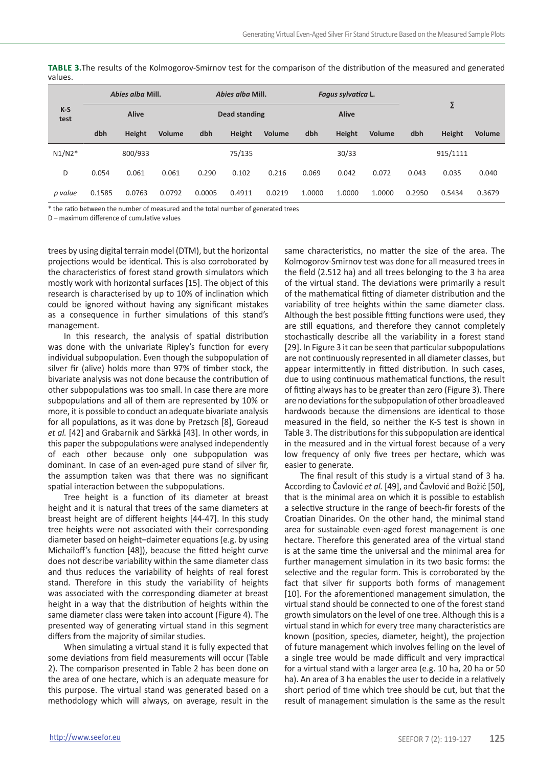**TABLE 3.** The results of the Kolmogorov-Smirnov test for the comparison of the distribution of the measured and generated values.

| K-S test | *Abies alba* Mill. | | | *Abies alba* Mill. | | | *Fagus sylvatica* L. | | | Σ | | |
|---|---|---|---|---|---|---|---|---|---|---|---|---|
| | Alive | | | Dead standing | | | Alive | | | | | |
| | dbh | Height | Volume | dbh | Height | Volume | dbh | Height | Volume | dbh | Height | Volume |
| N1/N2* | | 800/933 | | | 75/135 | | | 30/33 | | | 915/1111 | |
| D | 0.054 | 0.061 | 0.061 | 0.290 | 0.102 | 0.216 | 0.069 | 0.042 | 0.072 | 0.043 | 0.035 | 0.040 |
| *p value* | 0.1585 | 0.0763 | 0.0792 | 0.0005 | 0.4911 | 0.0219 | 1.0000 | 1.0000 | 1.0000 | 0.2950 | 0.5434 | 0.3679 |

\* the ratio between the number of measured and the total number of generated trees

D – maximum difference of cumulative values

trees by using digital terrain model (DTM), but the horizontal projections would be identical. This is also corroborated by the characteristics of forest stand growth simulators which mostly work with horizontal surfaces [15]. The object of this research is characterised by up to 10% of inclination which could be ignored without having any significant mistakes as a consequence in further simulations of this stand's management.

In this research, the analysis of spatial distribution was done with the univariate Ripley's function for every individual subpopulation. Even though the subpopulation of silver fir (alive) holds more than 97% of timber stock, the bivariate analysis was not done because the contribution of other subpopulations was too small. In case there are more subpopulations and all of them are represented by 10% or more, it is possible to conduct an adequate bivariate analysis for all populations, as it was done by Pretzsch [8], Goreaud *et al.* [42] and Grabarnik and Särkkä [43]. In other words, in this paper the subpopulations were analysed independently of each other because only one subpopulation was dominant. In case of an even-aged pure stand of silver fir, the assumption taken was that there was no significant spatial interaction between the subpopulations.

Tree height is a function of its diameter at breast height and it is natural that trees of the same diameters at breast height are of different heights [44-47]. In this study tree heights were not associated with their corresponding diameter based on height–daimeter equations (e.g. by using Michailoff's function [48]), beacuse the fitted height curve does not describe variability within the same diameter class and thus reduces the variability of heights of real forest stand. Therefore in this study the variability of heights was associated with the corresponding diameter at breast height in a way that the distribution of heights within the same diameter class were taken into account (Figure 4). The presented way of generating virtual stand in this segment differs from the majority of similar studies.

When simulating a virtual stand it is fully expected that some deviations from field measurements will occur (Table 2). The comparison presented in Table 2 has been done on the area of one hectare, which is an adequate measure for this purpose. The virtual stand was generated based on a methodology which will always, on average, result in the same characteristics, no matter the size of the area. The Kolmogorov-Smirnov test was done for all measured trees in the field (2.512 ha) and all trees belonging to the 3 ha area of the virtual stand. The deviations were primarily a result of the mathematical fitting of diameter distribution and the variability of tree heights within the same diameter class. Although the best possible fitting functions were used, they are still equations, and therefore they cannot completely stochastically describe all the variability in a forest stand [29]. In Figure 3 it can be seen that particular subpopulations are not continuously represented in all diameter classes, but appear intermittently in fitted distribution. In such cases, due to using continuous mathematical functions, the result of fitting always has to be greater than zero (Figure 3). There are no deviations for the subpopulation of other broadleaved hardwoods because the dimensions are identical to those measured in the field, so neither the K-S test is shown in Table 3. The distributions for this subpopulation are identical in the measured and in the virtual forest because of a very low frequency of only five trees per hectare, which was easier to generate.

The final result of this study is a virtual stand of 3 ha. According to Čavlović *et al.* [49], and Čavlović and Božić [50], that is the minimal area on which it is possible to establish a selective structure in the range of beech-fir forests of the Croatian Dinarides. On the other hand, the minimal stand area for sustainable even-aged forest management is one hectare. Therefore this generated area of the virtual stand is at the same time the universal and the minimal area for further management simulation in its two basic forms: the selective and the regular form. This is corroborated by the fact that silver fir supports both forms of management [10]. For the aforementioned management simulation, the virtual stand should be connected to one of the forest stand growth simulators on the level of one tree. Although this is a virtual stand in which for every tree many characteristics are known (position, species, diameter, height), the projection of future management which involves felling on the level of a single tree would be made difficult and very impractical for a virtual stand with a larger area (e.g. 10 ha, 20 ha or 50 ha). An area of 3 ha enables the user to decide in a relatively short period of time which tree should be cut, but that the result of management simulation is the same as the result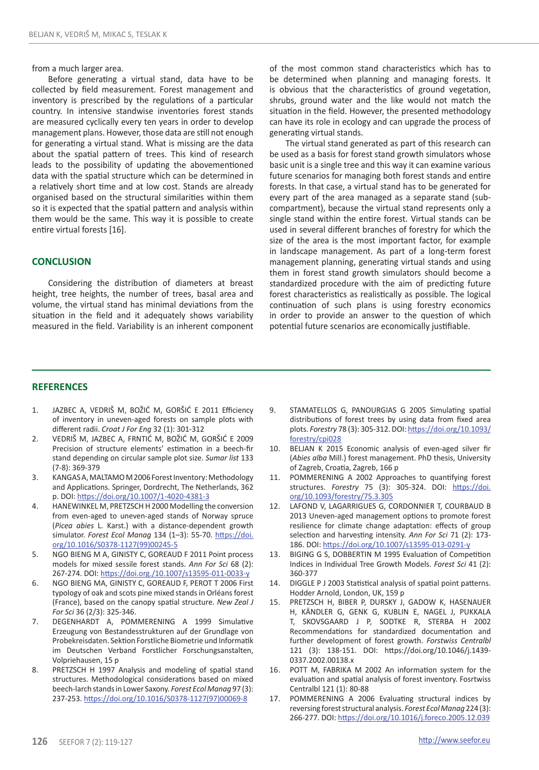from a much larger area.

Before generating a virtual stand, data have to be collected by field measurement. Forest management and inventory is prescribed by the regulations of a particular country. In intensive standwise inventories forest stands are measured cyclically every ten years in order to develop management plans. However, those data are still not enough for generating a virtual stand. What is missing are the data about the spatial pattern of trees. This kind of research leads to the possibility of updating the abovementioned data with the spatial structure which can be determined in a relatively short time and at low cost. Stands are already organised based on the structural similarities within them so it is expected that the spatial pattern and analysis within them would be the same. This way it is possible to create entire virtual forests [16].

## CONCLUSION

Considering the distribution of diameters at breast height, tree heights, the number of trees, basal area and volume, the virtual stand has minimal deviations from the situation in the field and it adequately shows variability measured in the field. Variability is an inherent component of the most common stand characteristics which has to be determined when planning and managing forests. It is obvious that the characteristics of ground vegetation, shrubs, ground water and the like would not match the situation in the field. However, the presented methodology can have its role in ecology and can upgrade the process of generating virtual stands.

The virtual stand generated as part of this research can be used as a basis for forest stand growth simulators whose basic unit is a single tree and this way it can examine various future scenarios for managing both forest stands and entire forests. In that case, a virtual stand has to be generated for every part of the area managed as a separate stand (sub-compartment), because the virtual stand represents only a single stand within the entire forest. Virtual stands can be used in several different branches of forestry for which the size of the area is the most important factor, for example in landscape management. As part of a long-term forest management planning, generating virtual stands and using them in forest stand growth simulators should become a standardized procedure with the aim of predicting future forest characteristics as realistically as possible. The logical continuation of such plans is using forestry economics in order to provide an answer to the question of which potential future scenarios are economically justifiable.

## REFERENCES

1. JAZBEC A, VEDRIŠ M, BOŽIĆ M, GORŠIĆ E 2011 Efficiency of inventory in uneven-aged forests on sample plots with different radii. *Croat J For Eng* 32 (1): 301-312
2. VEDRIŠ M, JAZBEC A, FRNTIĆ M, BOŽIĆ M, GORŠIĆ E 2009 Precision of structure elements' estimation in a beech-fir stand depending on circular sample plot size. *Sumar list* 133 (7-8): 369-379
3. KANGAS A, MALTAMO M 2006 Forest Inventory: Methodology and Applications. Springer, Dordrecht, The Netherlands, 362 p. DOI: https://doi.org/10.1007/1-4020-4381-3
4. HANEWINKEL M, PRETZSCH H 2000 Modelling the conversion from even-aged to uneven-aged stands of Norway spruce (*Picea abies* L. Karst.) with a distance-dependent growth simulator. *Forest Ecol Manag* 134 (1–3): 55-70. https://doi.org/10.1016/S0378-1127(99)00245-5
5. NGO BIENG M A, GINISTY C, GOREAUD F 2011 Point process models for mixed sessile forest stands. *Ann For Sci* 68 (2): 267-274. DOI: https://doi.org./10.1007/s13595-011-0033-y
6. NGO BIENG MA, GINISTY C, GOREAUD F, PEROT T 2006 First typology of oak and scots pine mixed stands in Orléans forest (France), based on the canopy spatial structure. *New Zeal J For Sci* 36 (2/3): 325-346.
7. DEGENHARDT A, POMMERENING A 1999 Simulative Erzeugung von Bestandesstrukturen auf der Grundlage von Probekreisdaten. Sektion Forstliche Biometrie und Informatik im Deutschen Verband Forstlicher Forschungsanstalten, Volpriehausen, 15 p
8. PRETZSCH H 1997 Analysis and modeling of spatial stand structures. Methodological considerations based on mixed beech-larch stands in Lower Saxony. *Forest Ecol Manag* 97 (3): 237-253. https://doi.org/10.1016/S0378-1127(97)00069-8
9. STAMATELLOS G, PANOURGIAS G 2005 Simulating spatial distributions of forest trees by using data from fixed area plots. *Forestry* 78 (3): 305-312. DOI: https://doi.org/10.1093/forestry/cpi028
10. BELJAN K 2015 Economic analysis of even-aged silver fir (*Abies alba* Mill.) forest management. PhD thesis, University of Zagreb, Croatia, Zagreb, 166 p
11. POMMERENING A 2002 Approaches to quantifying forest structures. *Forestry* 75 (3): 305-324. DOI: https://doi.org/10.1093/forestry/75.3.305
12. LAFOND V, LAGARRIGUES G, CORDONNIER T, COURBAUD B 2013 Uneven-aged management options to promote forest resilience for climate change adaptation: effects of group selection and harvesting intensity. *Ann For Sci* 71 (2): 173-186. DOI: https://doi.org/10.1007/s13595-013-0291-y
13. BIGING G S, DOBBERTIN M 1995 Evaluation of Competition Indices in Individual Tree Growth Models. *Forest Sci* 41 (2): 360-377
14. DIGGLE P J 2003 Statistical analysis of spatial point patterns. Hodder Arnold, London, UK, 159 p
15. PRETZSCH H, BIBER P, DURSKY J, GADOW K, HASENAUER H, KÄNDLER G, GENK G, KUBLIN E, NAGEL J, PUKKALA T, SKOVSGAARD J P, SODTKE R, STERBA H 2002 Recommendations for standardized documentation and further development of forest growth. *Forstwiss Centralbl* 121 (3): 138-151. DOI: https://doi.org/10.1046/j.1439-0337.2002.00138.x
16. POTT M, FABRIKA M 2002 An information system for the evaluation and spatial analysis of forest inventory. Fosrtwiss Centralbl 121 (1): 80-88
17. POMMERENING A 2006 Evaluating structural indices by reversing forest structural analysis. *Forest Ecol Manag* 224 (3): 266-277. DOI: https://doi.org/10.1016/j.foreco.2005.12.039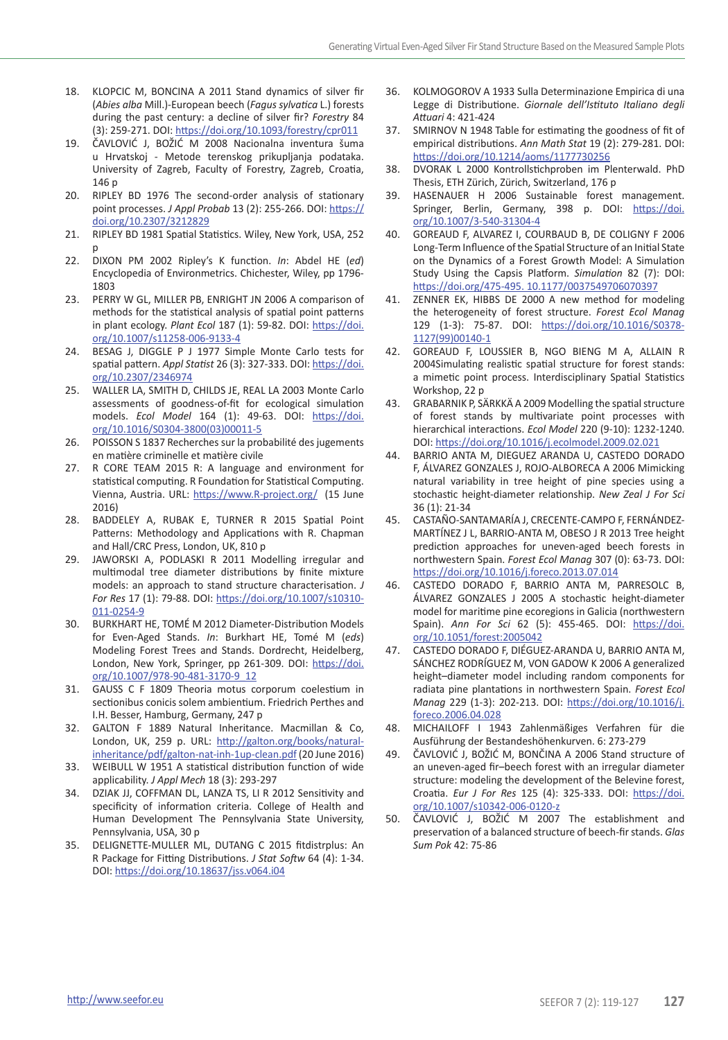18. KLOPCIC M, BONCINA A 2011 Stand dynamics of silver fir (*Abies alba* Mill.)-European beech (*Fagus sylvatica* L.) forests during the past century: a decline of silver fir? *Forestry* 84 (3): 259-271. DOI: https://doi.org/10.1093/forestry/cpr011
19. ČAVLOVIĆ J, BOŽIĆ M 2008 Nacionalna inventura šuma u Hrvatskoj - Metode terenskog prikupljanja podataka. University of Zagreb, Faculty of Forestry, Zagreb, Croatia, 146 p
20. RIPLEY BD 1976 The second-order analysis of stationary point processes. *J Appl Probab* 13 (2): 255-266. DOI: https://doi.org/10.2307/3212829
21. RIPLEY BD 1981 Spatial Statistics. Wiley, New York, USA, 252 p
22. DIXON PM 2002 Ripley's K function. *In*: Abdel HE (*ed*) Encyclopedia of Environmetrics. Chichester, Wiley, pp 1796-1803
23. PERRY W GL, MILLER PB, ENRIGHT JN 2006 A comparison of methods for the statistical analysis of spatial point patterns in plant ecology. *Plant Ecol* 187 (1): 59-82. DOI: https://doi.org/10.1007/s11258-006-9133-4
24. BESAG J, DIGGLE P J 1977 Simple Monte Carlo tests for spatial pattern. *Appl Statist* 26 (3): 327-333. DOI: https://doi.org/10.2307/2346974
25. WALLER LA, SMITH D, CHILDS JE, REAL LA 2003 Monte Carlo assessments of goodness-of-fit for ecological simulation models. *Ecol Model* 164 (1): 49-63. DOI: https://doi.org/10.1016/S0304-3800(03)00011-5
26. POISSON S 1837 Recherches sur la probabilité des jugements en matière criminelle et matière civile
27. R CORE TEAM 2015 R: A language and environment for statistical computing. R Foundation for Statistical Computing. Vienna, Austria. URL: https://www.R-project.org/ (15 June 2016)
28. BADDELEY A, RUBAK E, TURNER R 2015 Spatial Point Patterns: Methodology and Applications with R. Chapman and Hall/CRC Press, London, UK, 810 p
29. JAWORSKI A, PODLASKI R 2011 Modelling irregular and multimodal tree diameter distributions by finite mixture models: an approach to stand structure characterisation. *J For Res* 17 (1): 79-88. DOI: https://doi.org/10.1007/s10310-011-0254-9
30. BURKHART HE, TOMÉ M 2012 Diameter-Distribution Models for Even-Aged Stands. *In*: Burkhart HE, Tomé M (*eds*) Modeling Forest Trees and Stands. Dordrecht, Heidelberg, London, New York, Springer, pp 261-309. DOI: https://doi.org/10.1007/978-90-481-3170-9_12
31. GAUSS C F 1809 Theoria motus corporum coelestium in sectionibus conicis solem ambientium. Friedrich Perthes and I.H. Besser, Hamburg, Germany, 247 p
32. GALTON F 1889 Natural Inheritance. Macmillan & Co, London, UK, 259 p. URL: http://galton.org/books/natural-inheritance/pdf/galton-nat-inh-1up-clean.pdf (20 June 2016)
33. WEIBULL W 1951 A statistical distribution function of wide applicability. *J Appl Mech* 18 (3): 293-297
34. DZIAK JJ, COFFMAN DL, LANZA TS, LI R 2012 Sensitivity and specificity of information criteria. College of Health and Human Development The Pennsylvania State University, Pennsylvania, USA, 30 p
35. DELIGNETTE-MULLER ML, DUTANG C 2015 fitdistrplus: An R Package for Fitting Distributions. *J Stat Softw* 64 (4): 1-34. DOI: https://doi.org/10.18637/jss.v064.i04
36. KOLMOGOROV A 1933 Sulla Determinazione Empirica di una Legge di Distributione. *Giornale dell'Istituto Italiano degli Attuari* 4: 421-424
37. SMIRNOV N 1948 Table for estimating the goodness of fit of empirical distributions. *Ann Math Stat* 19 (2): 279-281. DOI: https://doi.org/10.1214/aoms/1177730256
38. DVORAK L 2000 Kontrollstichproben im Plenterwald. PhD Thesis, ETH Zürich, Zürich, Switzerland, 176 p
39. HASENAUER H 2006 Sustainable forest management. Springer, Berlin, Germany, 398 p. DOI: https://doi.org/10.1007/3-540-31304-4
40. GOREAUD F, ALVAREZ I, COURBAUD B, DE COLIGNY F 2006 Long-Term Influence of the Spatial Structure of an Initial State on the Dynamics of a Forest Growth Model: A Simulation Study Using the Capsis Platform. *Simulation* 82 (7): DOI: https://doi.org/475-495. 10.1177/0037549706070397
41. ZENNER EK, HIBBS DE 2000 A new method for modeling the heterogeneity of forest structure. *Forest Ecol Manag* 129 (1-3): 75-87. DOI: https://doi.org/10.1016/S0378-1127(99)00140-1
42. GOREAUD F, LOUSSIER B, NGO BIENG M A, ALLAIN R 2004Simulating realistic spatial structure for forest stands: a mimetic point process. Interdisciplinary Spatial Statistics Workshop, 22 p
43. GRABARNIK P, SÄRKKÄ A 2009 Modelling the spatial structure of forest stands by multivariate point processes with hierarchical interactions. *Ecol Model* 220 (9-10): 1232-1240. DOI: https://doi.org/10.1016/j.ecolmodel.2009.02.021
44. BARRIO ANTA M, DIEGUEZ ARANDA U, CASTEDO DORADO F, ÁLVAREZ GONZALES J, ROJO-ALBORECA A 2006 Mimicking natural variability in tree height of pine species using a stochastic height-diameter relationship. *New Zeal J For Sci* 36 (1): 21-34
45. CASTAÑO-SANTAMARÍA J, CRECENTE-CAMPO F, FERNÁNDEZ-MARTÍNEZ J L, BARRIO-ANTA M, OBESO J R 2013 Tree height prediction approaches for uneven-aged beech forests in northwestern Spain. *Forest Ecol Manag* 307 (0): 63-73. DOI: https://doi.org/10.1016/j.foreco.2013.07.014
46. CASTEDO DORADO F, BARRIO ANTA M, PARRESOLC B, ÁLVAREZ GONZALES J 2005 A stochastic height-diameter model for maritime pine ecoregions in Galicia (northwestern Spain). *Ann For Sci* 62 (5): 455-465. DOI: https://doi.org/10.1051/forest:2005042
47. CASTEDO DORADO F, DIÉGUEZ-ARANDA U, BARRIO ANTA M, SÁNCHEZ RODRÍGUEZ M, VON GADOW K 2006 A generalized height–diameter model including random components for radiata pine plantations in northwestern Spain. *Forest Ecol Manag* 229 (1-3): 202-213. DOI: https://doi.org/10.1016/j.foreco.2006.04.028
48. MICHAILOFF I 1943 Zahlenmäßiges Verfahren für die Ausführung der Bestandeshöhenkurven. 6: 273-279
49. ČAVLOVIĆ J, BOŽIĆ M, BONČINA A 2006 Stand structure of an uneven-aged fir–beech forest with an irregular diameter structure: modeling the development of the Belevine forest, Croatia. *Eur J For Res* 125 (4): 325-333. DOI: https://doi.org/10.1007/s10342-006-0120-z
50. ČAVLOVIĆ J, BOŽIĆ M 2007 The establishment and preservation of a balanced structure of beech-fir stands. *Glas Sum Pok* 42: 75-86